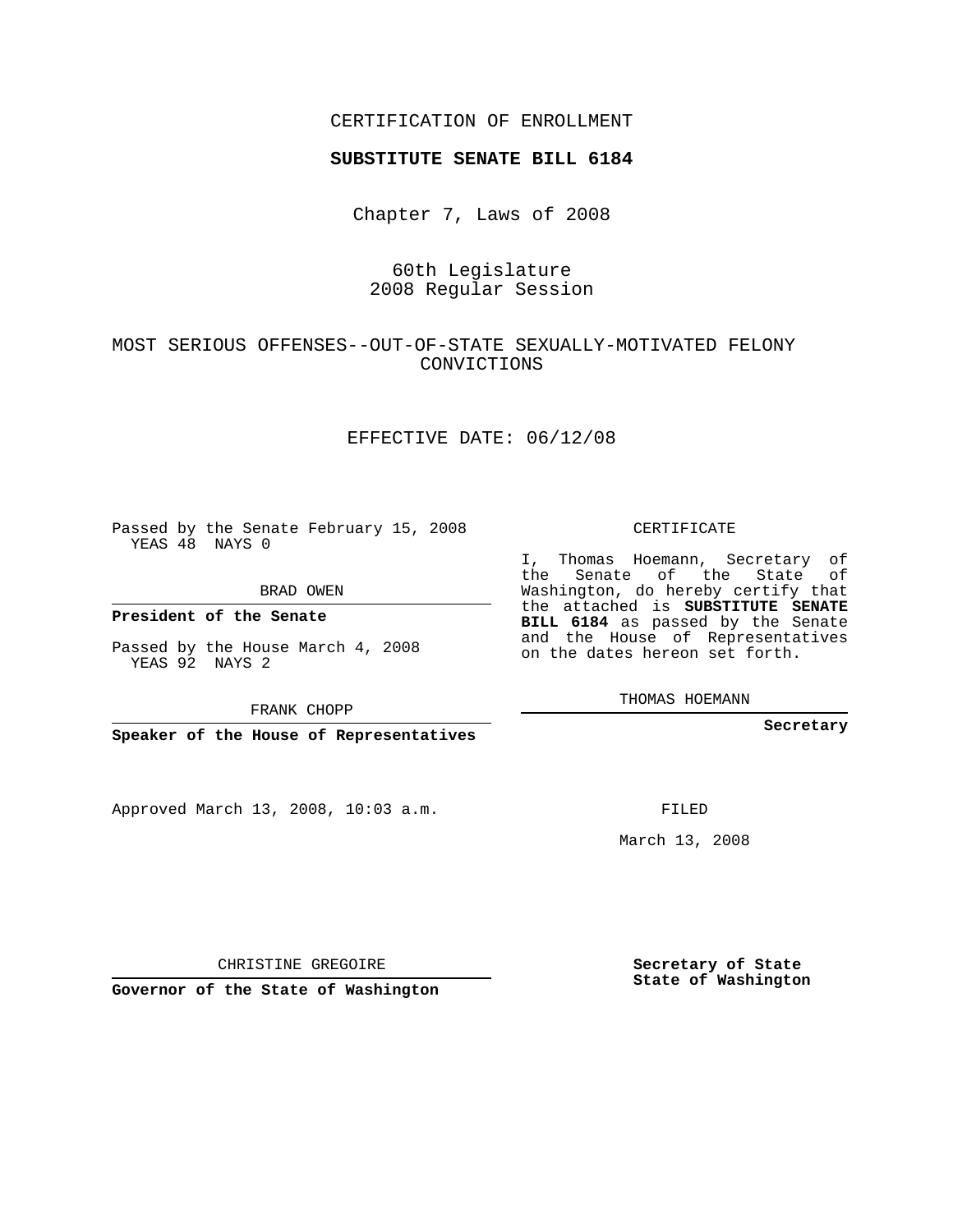CERTIFICATION OF ENROLLMENT

**SUBSTITUTE SENATE BILL 6184**

Chapter 7, Laws of 2008

60th Legislature
2008 Regular Session

MOST SERIOUS OFFENSES--OUT-OF-STATE SEXUALLY-MOTIVATED FELONY CONVICTIONS

EFFECTIVE DATE: 06/12/08

Passed by the Senate February 15, 2008
YEAS 48 NAYS 0

BRAD OWEN

**President of the Senate**

Passed by the House March 4, 2008
YEAS 92 NAYS 2

FRANK CHOPP

**Speaker of the House of Representatives**

Approved March 13, 2008, 10:03 a.m.

CHRISTINE GREGOIRE

**Governor of the State of Washington**

CERTIFICATE

I, Thomas Hoemann, Secretary of the Senate of the State of Washington, do hereby certify that the attached is **SUBSTITUTE SENATE BILL 6184** as passed by the Senate and the House of Representatives on the dates hereon set forth.

THOMAS HOEMANN

**Secretary**

FILED

March 13, 2008

**Secretary of State**
**State of Washington**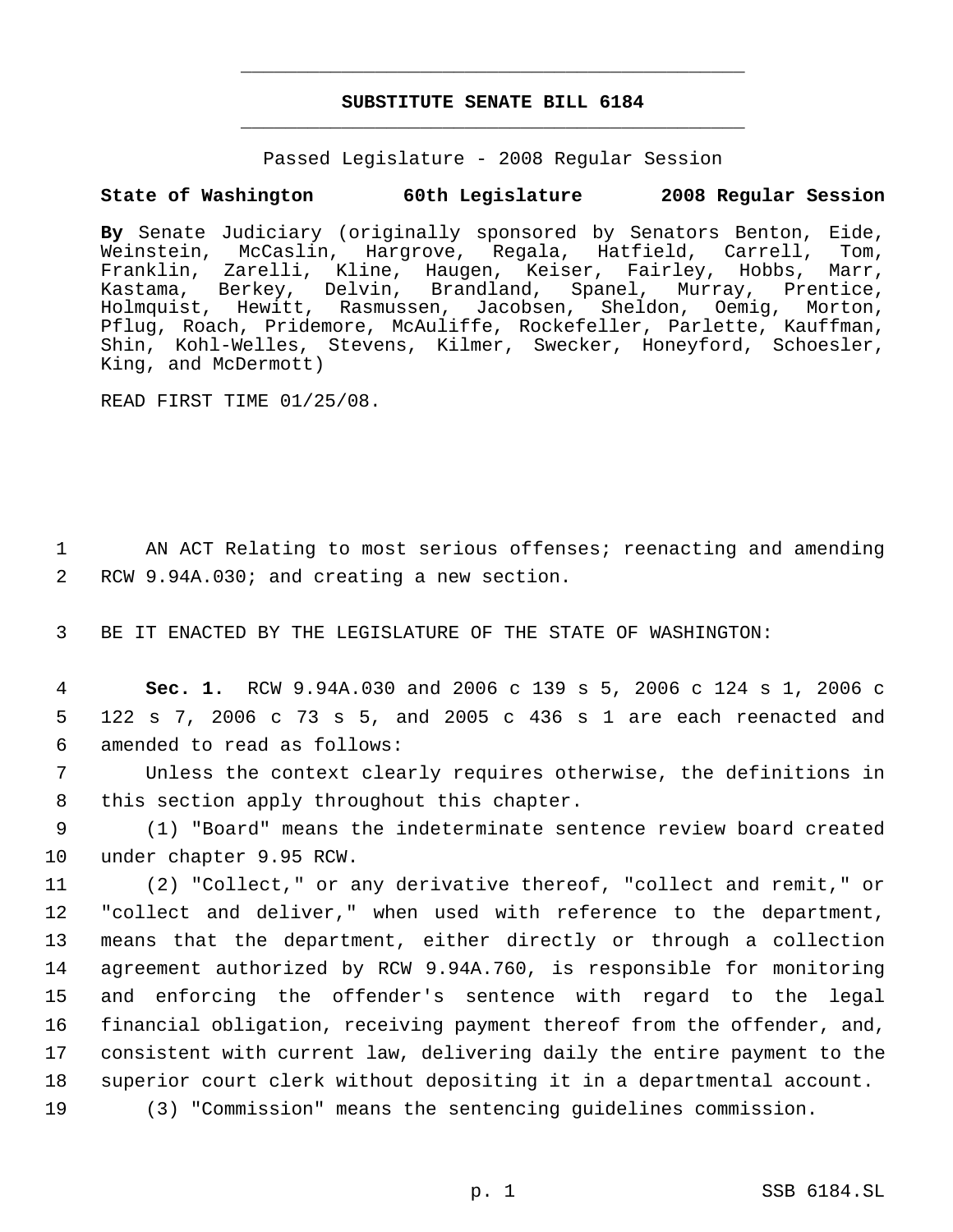# SUBSTITUTE SENATE BILL 6184

Passed Legislature - 2008 Regular Session

**State of Washington 60th Legislature 2008 Regular Session**

**By** Senate Judiciary (originally sponsored by Senators Benton, Eide, Weinstein, McCaslin, Hargrove, Regala, Hatfield, Carrell, Tom, Franklin, Zarelli, Kline, Haugen, Keiser, Fairley, Hobbs, Marr, Kastama, Berkey, Delvin, Brandland, Spanel, Murray, Prentice, Holmquist, Hewitt, Rasmussen, Jacobsen, Sheldon, Oemig, Morton, Pflug, Roach, Pridemore, McAuliffe, Rockefeller, Parlette, Kauffman, Shin, Kohl-Welles, Stevens, Kilmer, Swecker, Honeyford, Schoesler, King, and McDermott)

READ FIRST TIME 01/25/08.

1 AN ACT Relating to most serious offenses; reenacting and amending
2 RCW 9.94A.030; and creating a new section.

3 BE IT ENACTED BY THE LEGISLATURE OF THE STATE OF WASHINGTON:

4 **Sec. 1.** RCW 9.94A.030 and 2006 c 139 s 5, 2006 c 124 s 1, 2006 c
5 122 s 7, 2006 c 73 s 5, and 2005 c 436 s 1 are each reenacted and
6 amended to read as follows:

7 Unless the context clearly requires otherwise, the definitions in
8 this section apply throughout this chapter.

9 (1) "Board" means the indeterminate sentence review board created
10 under chapter 9.95 RCW.

11 (2) "Collect," or any derivative thereof, "collect and remit," or
12 "collect and deliver," when used with reference to the department,
13 means that the department, either directly or through a collection
14 agreement authorized by RCW 9.94A.760, is responsible for monitoring
15 and enforcing the offender's sentence with regard to the legal
16 financial obligation, receiving payment thereof from the offender, and,
17 consistent with current law, delivering daily the entire payment to the
18 superior court clerk without depositing it in a departmental account.

19 (3) "Commission" means the sentencing guidelines commission.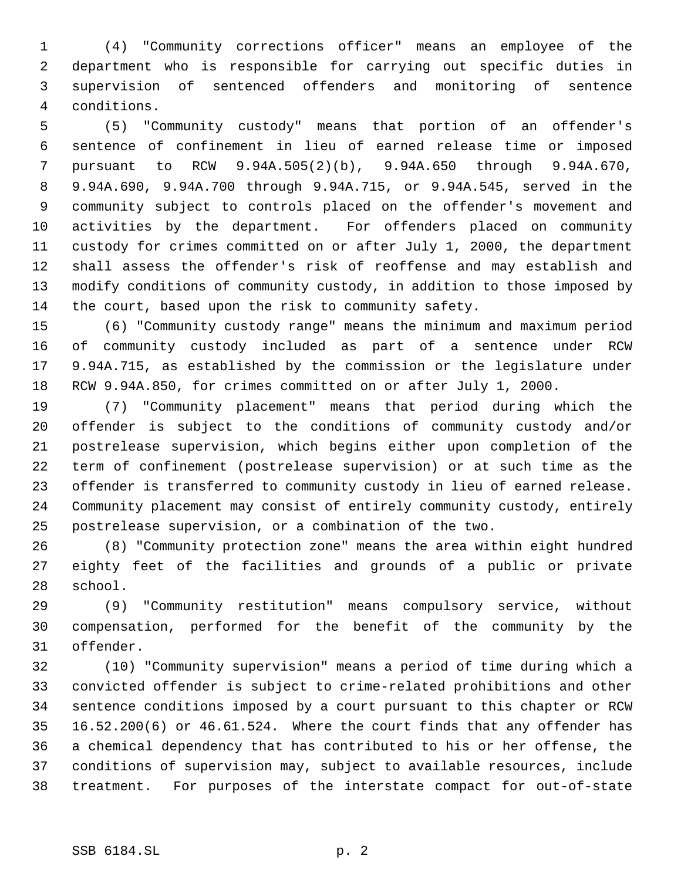(4) "Community corrections officer" means an employee of the department who is responsible for carrying out specific duties in supervision of sentenced offenders and monitoring of sentence conditions.

(5) "Community custody" means that portion of an offender's sentence of confinement in lieu of earned release time or imposed pursuant to RCW 9.94A.505(2)(b), 9.94A.650 through 9.94A.670, 9.94A.690, 9.94A.700 through 9.94A.715, or 9.94A.545, served in the community subject to controls placed on the offender's movement and activities by the department. For offenders placed on community custody for crimes committed on or after July 1, 2000, the department shall assess the offender's risk of reoffense and may establish and modify conditions of community custody, in addition to those imposed by the court, based upon the risk to community safety.

(6) "Community custody range" means the minimum and maximum period of community custody included as part of a sentence under RCW 9.94A.715, as established by the commission or the legislature under RCW 9.94A.850, for crimes committed on or after July 1, 2000.

(7) "Community placement" means that period during which the offender is subject to the conditions of community custody and/or postrelease supervision, which begins either upon completion of the term of confinement (postrelease supervision) or at such time as the offender is transferred to community custody in lieu of earned release. Community placement may consist of entirely community custody, entirely postrelease supervision, or a combination of the two.

(8) "Community protection zone" means the area within eight hundred eighty feet of the facilities and grounds of a public or private school.

(9) "Community restitution" means compulsory service, without compensation, performed for the benefit of the community by the offender.

(10) "Community supervision" means a period of time during which a convicted offender is subject to crime-related prohibitions and other sentence conditions imposed by a court pursuant to this chapter or RCW 16.52.200(6) or 46.61.524. Where the court finds that any offender has a chemical dependency that has contributed to his or her offense, the conditions of supervision may, subject to available resources, include treatment. For purposes of the interstate compact for out-of-state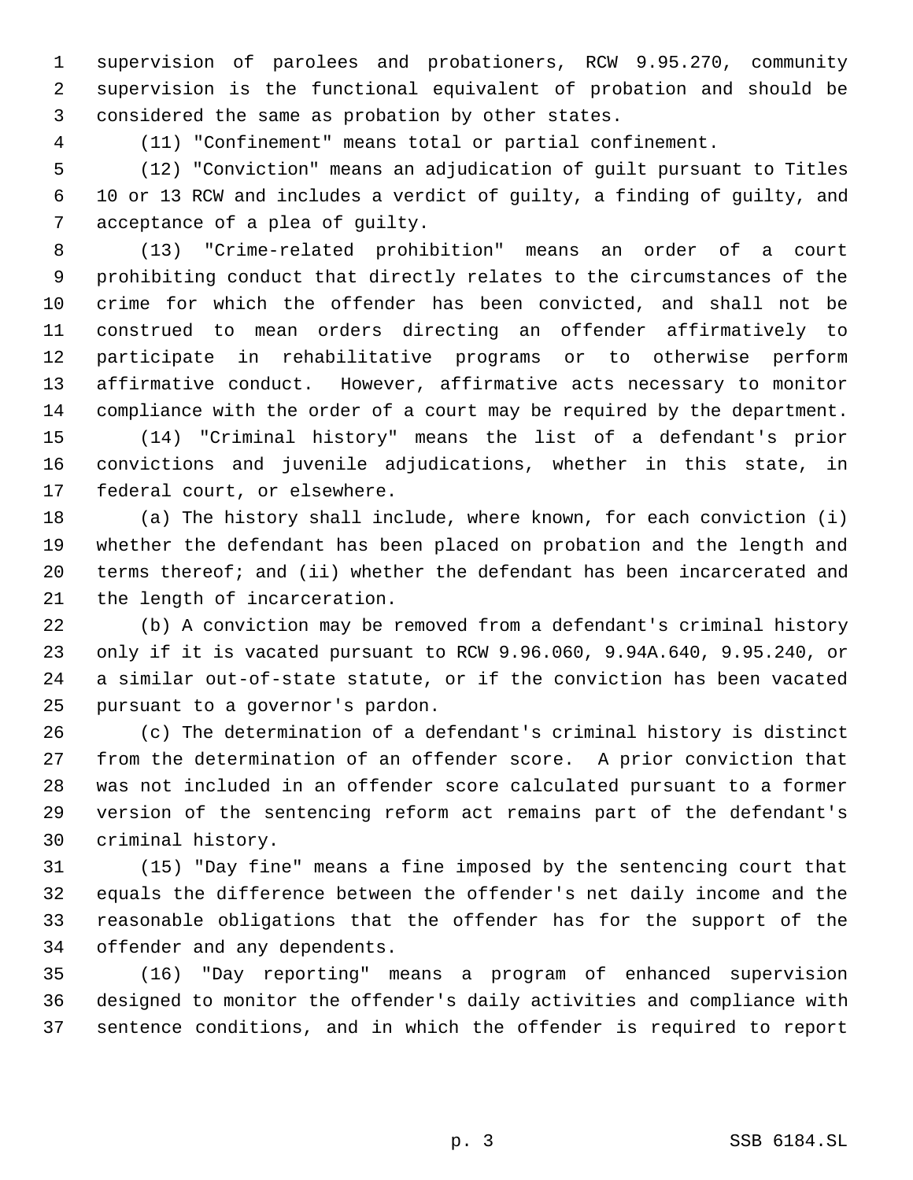supervision of parolees and probationers, RCW 9.95.270, community supervision is the functional equivalent of probation and should be considered the same as probation by other states.

(11) "Confinement" means total or partial confinement.

(12) "Conviction" means an adjudication of guilt pursuant to Titles 10 or 13 RCW and includes a verdict of guilty, a finding of guilty, and acceptance of a plea of guilty.

(13) "Crime-related prohibition" means an order of a court prohibiting conduct that directly relates to the circumstances of the crime for which the offender has been convicted, and shall not be construed to mean orders directing an offender affirmatively to participate in rehabilitative programs or to otherwise perform affirmative conduct. However, affirmative acts necessary to monitor compliance with the order of a court may be required by the department.

(14) "Criminal history" means the list of a defendant's prior convictions and juvenile adjudications, whether in this state, in federal court, or elsewhere.

(a) The history shall include, where known, for each conviction (i) whether the defendant has been placed on probation and the length and terms thereof; and (ii) whether the defendant has been incarcerated and the length of incarceration.

(b) A conviction may be removed from a defendant's criminal history only if it is vacated pursuant to RCW 9.96.060, 9.94A.640, 9.95.240, or a similar out-of-state statute, or if the conviction has been vacated pursuant to a governor's pardon.

(c) The determination of a defendant's criminal history is distinct from the determination of an offender score. A prior conviction that was not included in an offender score calculated pursuant to a former version of the sentencing reform act remains part of the defendant's criminal history.

(15) "Day fine" means a fine imposed by the sentencing court that equals the difference between the offender's net daily income and the reasonable obligations that the offender has for the support of the offender and any dependents.

(16) "Day reporting" means a program of enhanced supervision designed to monitor the offender's daily activities and compliance with sentence conditions, and in which the offender is required to report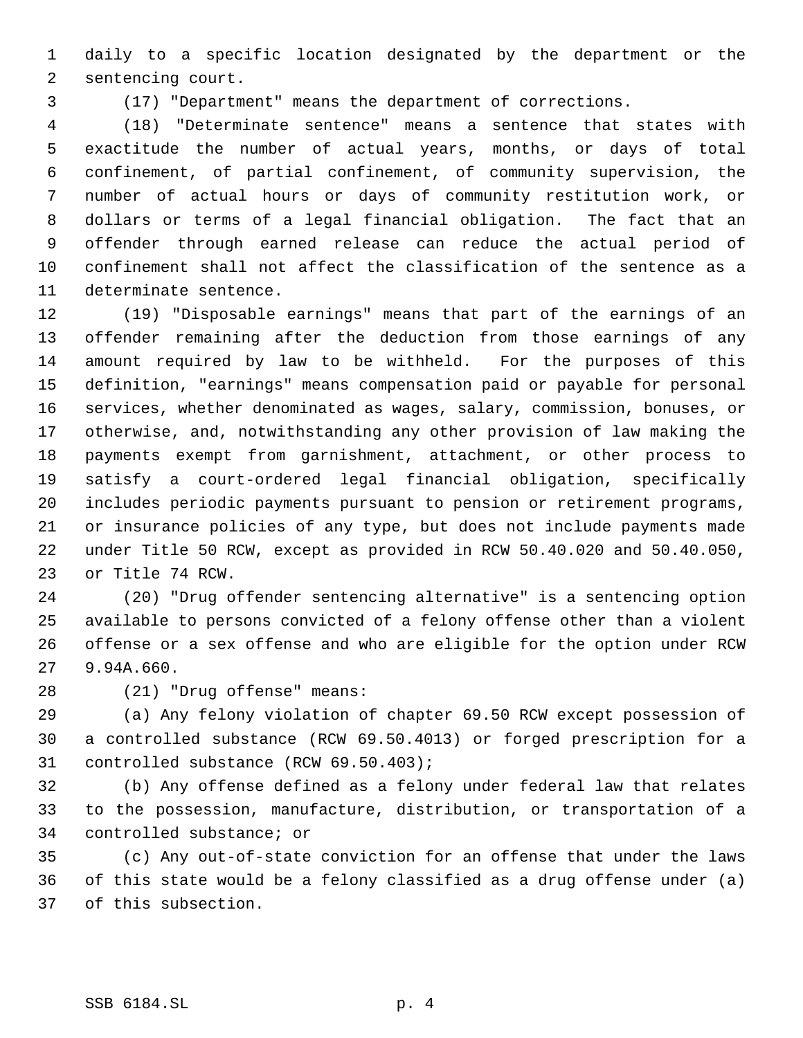daily to a specific location designated by the department or the sentencing court.

(17) "Department" means the department of corrections.

(18) "Determinate sentence" means a sentence that states with exactitude the number of actual years, months, or days of total confinement, of partial confinement, of community supervision, the number of actual hours or days of community restitution work, or dollars or terms of a legal financial obligation. The fact that an offender through earned release can reduce the actual period of confinement shall not affect the classification of the sentence as a determinate sentence.

(19) "Disposable earnings" means that part of the earnings of an offender remaining after the deduction from those earnings of any amount required by law to be withheld. For the purposes of this definition, "earnings" means compensation paid or payable for personal services, whether denominated as wages, salary, commission, bonuses, or otherwise, and, notwithstanding any other provision of law making the payments exempt from garnishment, attachment, or other process to satisfy a court-ordered legal financial obligation, specifically includes periodic payments pursuant to pension or retirement programs, or insurance policies of any type, but does not include payments made under Title 50 RCW, except as provided in RCW 50.40.020 and 50.40.050, or Title 74 RCW.

(20) "Drug offender sentencing alternative" is a sentencing option available to persons convicted of a felony offense other than a violent offense or a sex offense and who are eligible for the option under RCW 9.94A.660.

(21) "Drug offense" means:

(a) Any felony violation of chapter 69.50 RCW except possession of a controlled substance (RCW 69.50.4013) or forged prescription for a controlled substance (RCW 69.50.403);

(b) Any offense defined as a felony under federal law that relates to the possession, manufacture, distribution, or transportation of a controlled substance; or

(c) Any out-of-state conviction for an offense that under the laws of this state would be a felony classified as a drug offense under (a) of this subsection.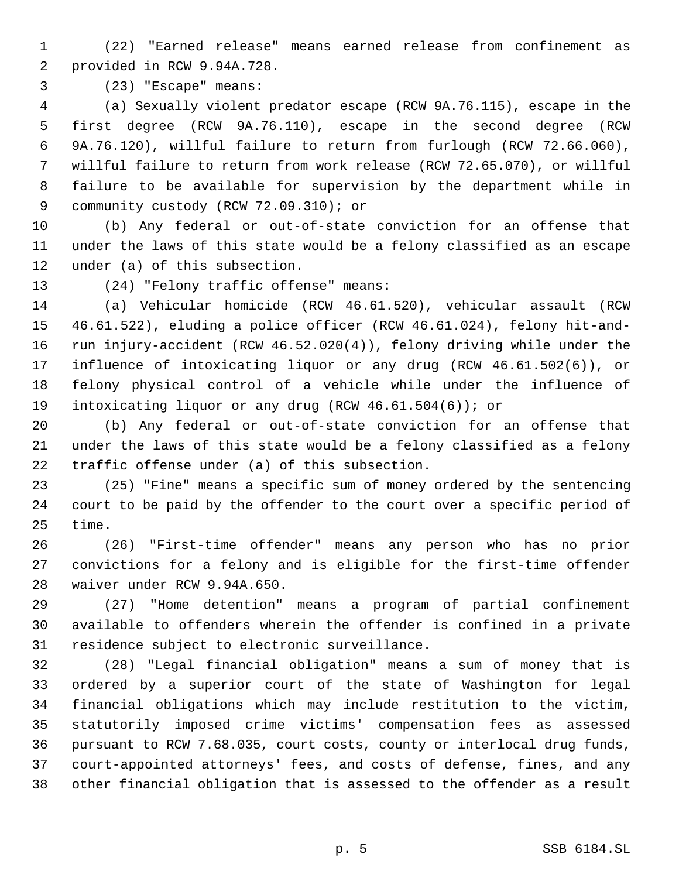(22) "Earned release" means earned release from confinement as provided in RCW 9.94A.728.

(23) "Escape" means:

(a) Sexually violent predator escape (RCW 9A.76.115), escape in the first degree (RCW 9A.76.110), escape in the second degree (RCW 9A.76.120), willful failure to return from furlough (RCW 72.66.060), willful failure to return from work release (RCW 72.65.070), or willful failure to be available for supervision by the department while in community custody (RCW 72.09.310); or

(b) Any federal or out-of-state conviction for an offense that under the laws of this state would be a felony classified as an escape under (a) of this subsection.

(24) "Felony traffic offense" means:

(a) Vehicular homicide (RCW 46.61.520), vehicular assault (RCW 46.61.522), eluding a police officer (RCW 46.61.024), felony hit-and-run injury-accident (RCW 46.52.020(4)), felony driving while under the influence of intoxicating liquor or any drug (RCW 46.61.502(6)), or felony physical control of a vehicle while under the influence of intoxicating liquor or any drug (RCW 46.61.504(6)); or

(b) Any federal or out-of-state conviction for an offense that under the laws of this state would be a felony classified as a felony traffic offense under (a) of this subsection.

(25) "Fine" means a specific sum of money ordered by the sentencing court to be paid by the offender to the court over a specific period of time.

(26) "First-time offender" means any person who has no prior convictions for a felony and is eligible for the first-time offender waiver under RCW 9.94A.650.

(27) "Home detention" means a program of partial confinement available to offenders wherein the offender is confined in a private residence subject to electronic surveillance.

(28) "Legal financial obligation" means a sum of money that is ordered by a superior court of the state of Washington for legal financial obligations which may include restitution to the victim, statutorily imposed crime victims' compensation fees as assessed pursuant to RCW 7.68.035, court costs, county or interlocal drug funds, court-appointed attorneys' fees, and costs of defense, fines, and any other financial obligation that is assessed to the offender as a result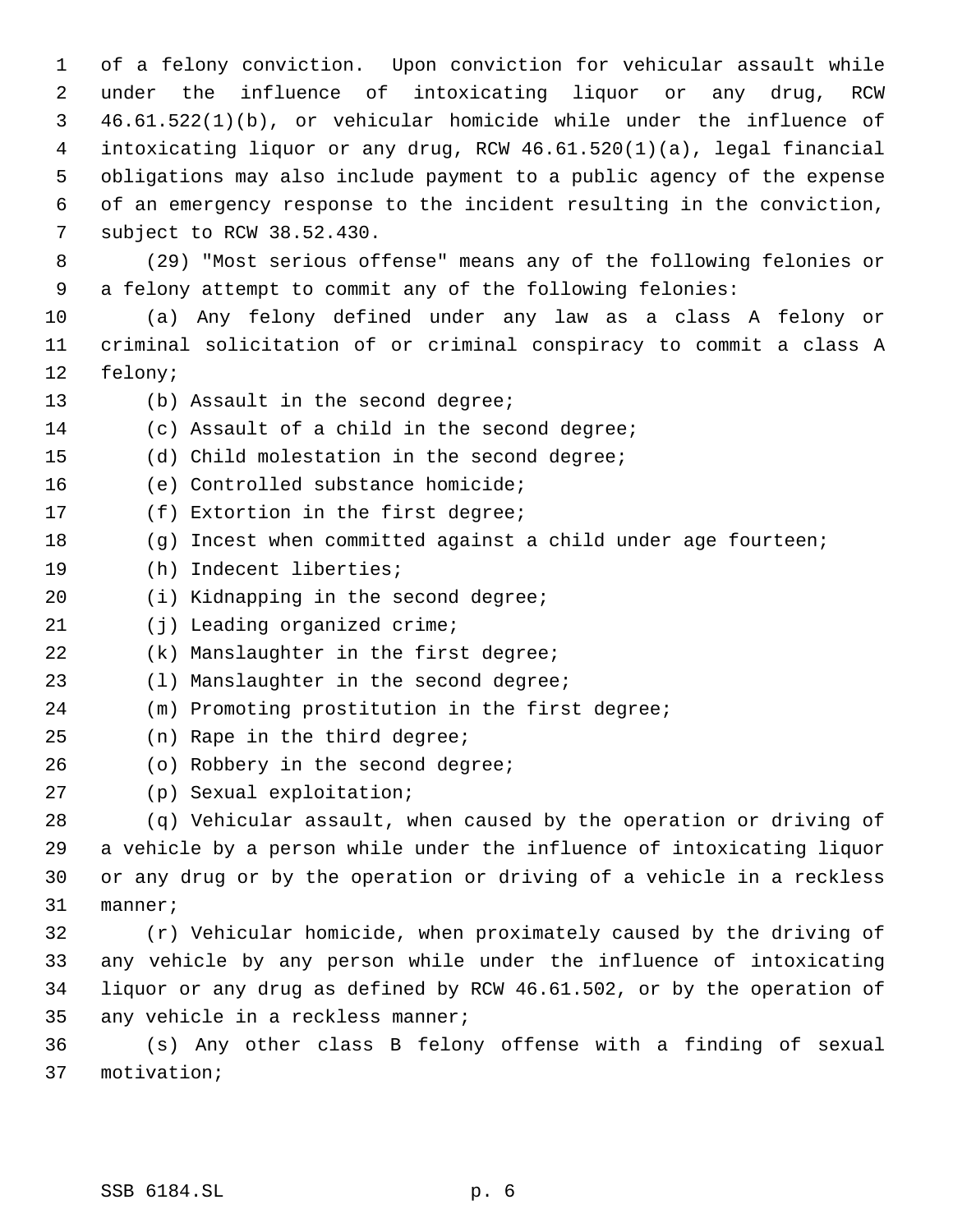of a felony conviction. Upon conviction for vehicular assault while under the influence of intoxicating liquor or any drug, RCW 46.61.522(1)(b), or vehicular homicide while under the influence of intoxicating liquor or any drug, RCW 46.61.520(1)(a), legal financial obligations may also include payment to a public agency of the expense of an emergency response to the incident resulting in the conviction, subject to RCW 38.52.430.

(29) "Most serious offense" means any of the following felonies or a felony attempt to commit any of the following felonies:

(a) Any felony defined under any law as a class A felony or criminal solicitation of or criminal conspiracy to commit a class A felony;

(b) Assault in the second degree;

(c) Assault of a child in the second degree;

(d) Child molestation in the second degree;

(e) Controlled substance homicide;

(f) Extortion in the first degree;

(g) Incest when committed against a child under age fourteen;

(h) Indecent liberties;

(i) Kidnapping in the second degree;

(j) Leading organized crime;

(k) Manslaughter in the first degree;

(l) Manslaughter in the second degree;

(m) Promoting prostitution in the first degree;

(n) Rape in the third degree;

(o) Robbery in the second degree;

(p) Sexual exploitation;

(q) Vehicular assault, when caused by the operation or driving of a vehicle by a person while under the influence of intoxicating liquor or any drug or by the operation or driving of a vehicle in a reckless manner;

(r) Vehicular homicide, when proximately caused by the driving of any vehicle by any person while under the influence of intoxicating liquor or any drug as defined by RCW 46.61.502, or by the operation of any vehicle in a reckless manner;

(s) Any other class B felony offense with a finding of sexual motivation;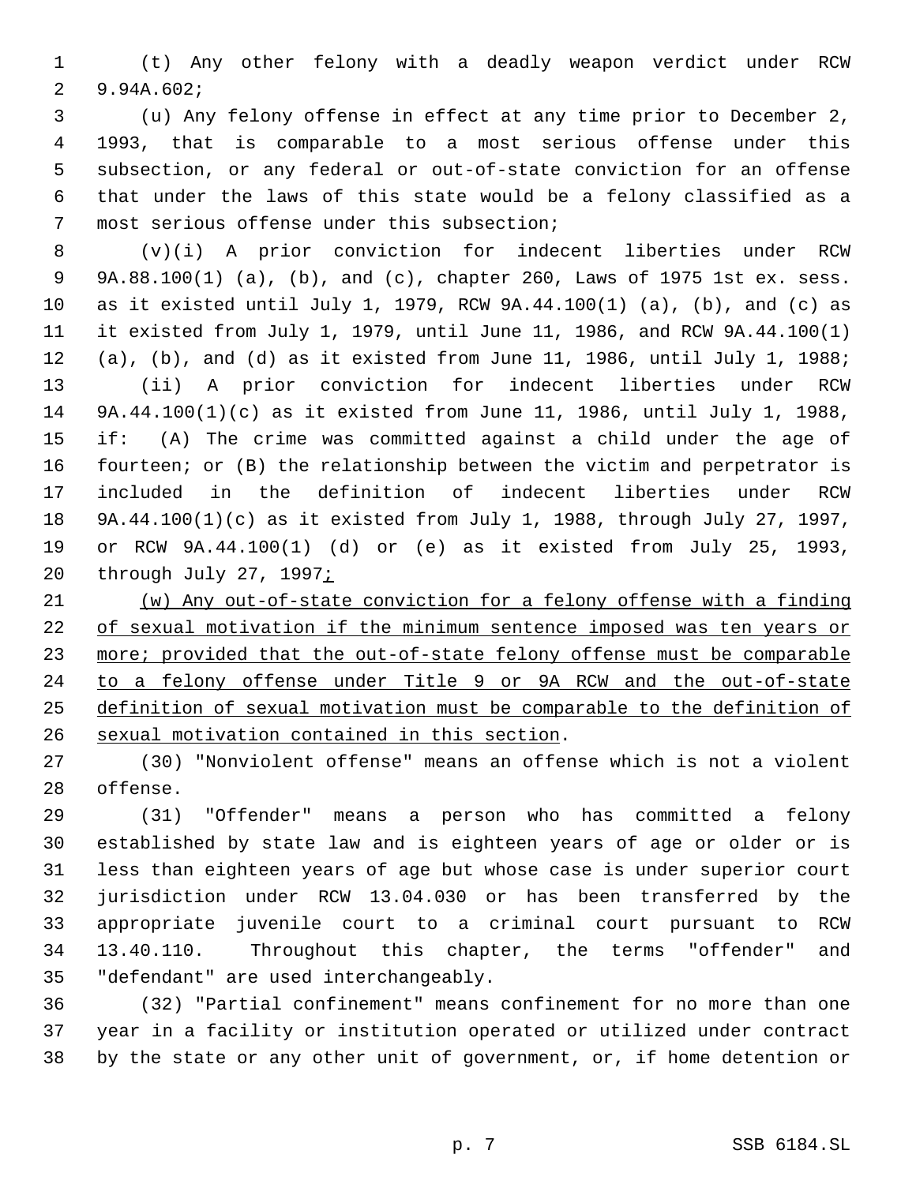(t) Any other felony with a deadly weapon verdict under RCW 9.94A.602;

(u) Any felony offense in effect at any time prior to December 2, 1993, that is comparable to a most serious offense under this subsection, or any federal or out-of-state conviction for an offense that under the laws of this state would be a felony classified as a most serious offense under this subsection;

(v)(i) A prior conviction for indecent liberties under RCW 9A.88.100(1) (a), (b), and (c), chapter 260, Laws of 1975 1st ex. sess. as it existed until July 1, 1979, RCW 9A.44.100(1) (a), (b), and (c) as it existed from July 1, 1979, until June 11, 1986, and RCW 9A.44.100(1) (a), (b), and (d) as it existed from June 11, 1986, until July 1, 1988;

(ii) A prior conviction for indecent liberties under RCW 9A.44.100(1)(c) as it existed from June 11, 1986, until July 1, 1988, if: (A) The crime was committed against a child under the age of fourteen; or (B) the relationship between the victim and perpetrator is included in the definition of indecent liberties under RCW 9A.44.100(1)(c) as it existed from July 1, 1988, through July 27, 1997, or RCW 9A.44.100(1) (d) or (e) as it existed from July 25, 1993, through July 27, 1997;

(w) Any out-of-state conviction for a felony offense with a finding of sexual motivation if the minimum sentence imposed was ten years or more; provided that the out-of-state felony offense must be comparable to a felony offense under Title 9 or 9A RCW and the out-of-state definition of sexual motivation must be comparable to the definition of sexual motivation contained in this section.

(30) "Nonviolent offense" means an offense which is not a violent offense.

(31) "Offender" means a person who has committed a felony established by state law and is eighteen years of age or older or is less than eighteen years of age but whose case is under superior court jurisdiction under RCW 13.04.030 or has been transferred by the appropriate juvenile court to a criminal court pursuant to RCW 13.40.110. Throughout this chapter, the terms "offender" and "defendant" are used interchangeably.

(32) "Partial confinement" means confinement for no more than one year in a facility or institution operated or utilized under contract by the state or any other unit of government, or, if home detention or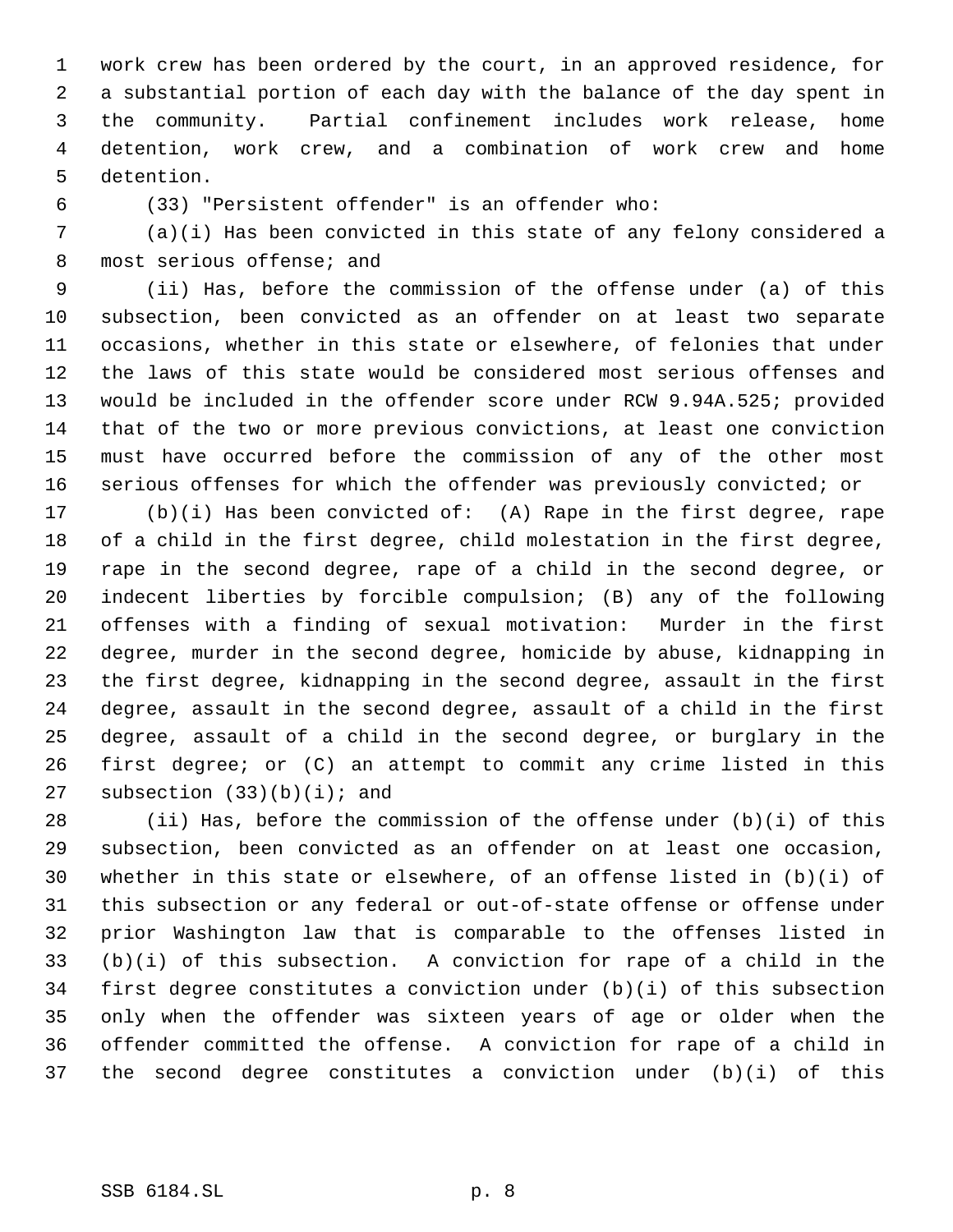work crew has been ordered by the court, in an approved residence, for a substantial portion of each day with the balance of the day spent in the community. Partial confinement includes work release, home detention, work crew, and a combination of work crew and home detention.

(33) "Persistent offender" is an offender who:

(a)(i) Has been convicted in this state of any felony considered a most serious offense; and

(ii) Has, before the commission of the offense under (a) of this subsection, been convicted as an offender on at least two separate occasions, whether in this state or elsewhere, of felonies that under the laws of this state would be considered most serious offenses and would be included in the offender score under RCW 9.94A.525; provided that of the two or more previous convictions, at least one conviction must have occurred before the commission of any of the other most serious offenses for which the offender was previously convicted; or

(b)(i) Has been convicted of: (A) Rape in the first degree, rape of a child in the first degree, child molestation in the first degree, rape in the second degree, rape of a child in the second degree, or indecent liberties by forcible compulsion; (B) any of the following offenses with a finding of sexual motivation: Murder in the first degree, murder in the second degree, homicide by abuse, kidnapping in the first degree, kidnapping in the second degree, assault in the first degree, assault in the second degree, assault of a child in the first degree, assault of a child in the second degree, or burglary in the first degree; or (C) an attempt to commit any crime listed in this subsection (33)(b)(i); and

(ii) Has, before the commission of the offense under (b)(i) of this subsection, been convicted as an offender on at least one occasion, whether in this state or elsewhere, of an offense listed in (b)(i) of this subsection or any federal or out-of-state offense or offense under prior Washington law that is comparable to the offenses listed in (b)(i) of this subsection. A conviction for rape of a child in the first degree constitutes a conviction under (b)(i) of this subsection only when the offender was sixteen years of age or older when the offender committed the offense. A conviction for rape of a child in the second degree constitutes a conviction under (b)(i) of this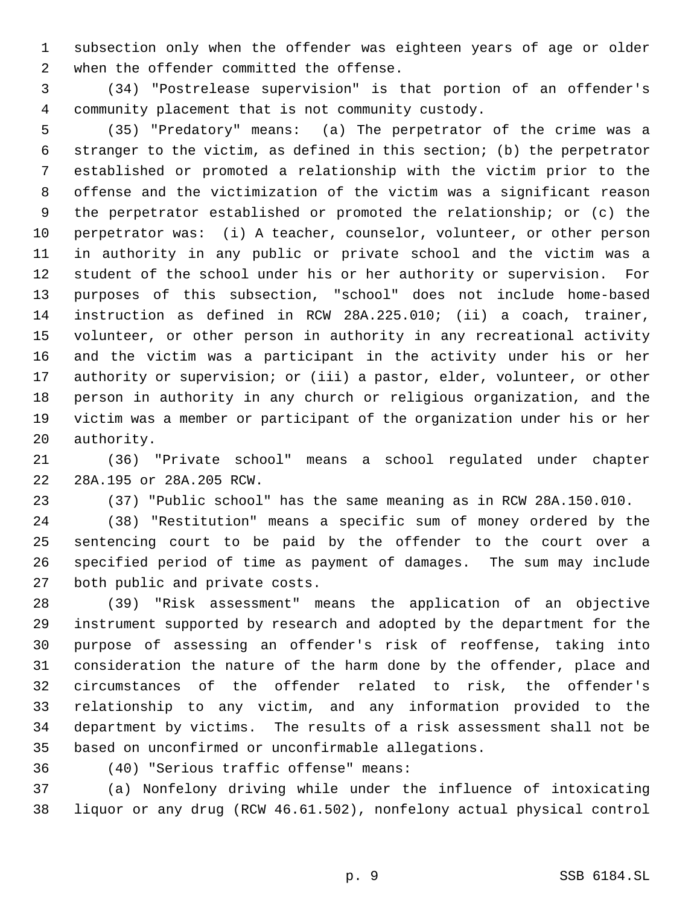subsection only when the offender was eighteen years of age or older when the offender committed the offense.

(34) "Postrelease supervision" is that portion of an offender's community placement that is not community custody.

(35) "Predatory" means: (a) The perpetrator of the crime was a stranger to the victim, as defined in this section; (b) the perpetrator established or promoted a relationship with the victim prior to the offense and the victimization of the victim was a significant reason the perpetrator established or promoted the relationship; or (c) the perpetrator was: (i) A teacher, counselor, volunteer, or other person in authority in any public or private school and the victim was a student of the school under his or her authority or supervision. For purposes of this subsection, "school" does not include home-based instruction as defined in RCW 28A.225.010; (ii) a coach, trainer, volunteer, or other person in authority in any recreational activity and the victim was a participant in the activity under his or her authority or supervision; or (iii) a pastor, elder, volunteer, or other person in authority in any church or religious organization, and the victim was a member or participant of the organization under his or her authority.

(36) "Private school" means a school regulated under chapter 28A.195 or 28A.205 RCW.

(37) "Public school" has the same meaning as in RCW 28A.150.010.

(38) "Restitution" means a specific sum of money ordered by the sentencing court to be paid by the offender to the court over a specified period of time as payment of damages. The sum may include both public and private costs.

(39) "Risk assessment" means the application of an objective instrument supported by research and adopted by the department for the purpose of assessing an offender's risk of reoffense, taking into consideration the nature of the harm done by the offender, place and circumstances of the offender related to risk, the offender's relationship to any victim, and any information provided to the department by victims. The results of a risk assessment shall not be based on unconfirmed or unconfirmable allegations.

(40) "Serious traffic offense" means:

(a) Nonfelony driving while under the influence of intoxicating liquor or any drug (RCW 46.61.502), nonfelony actual physical control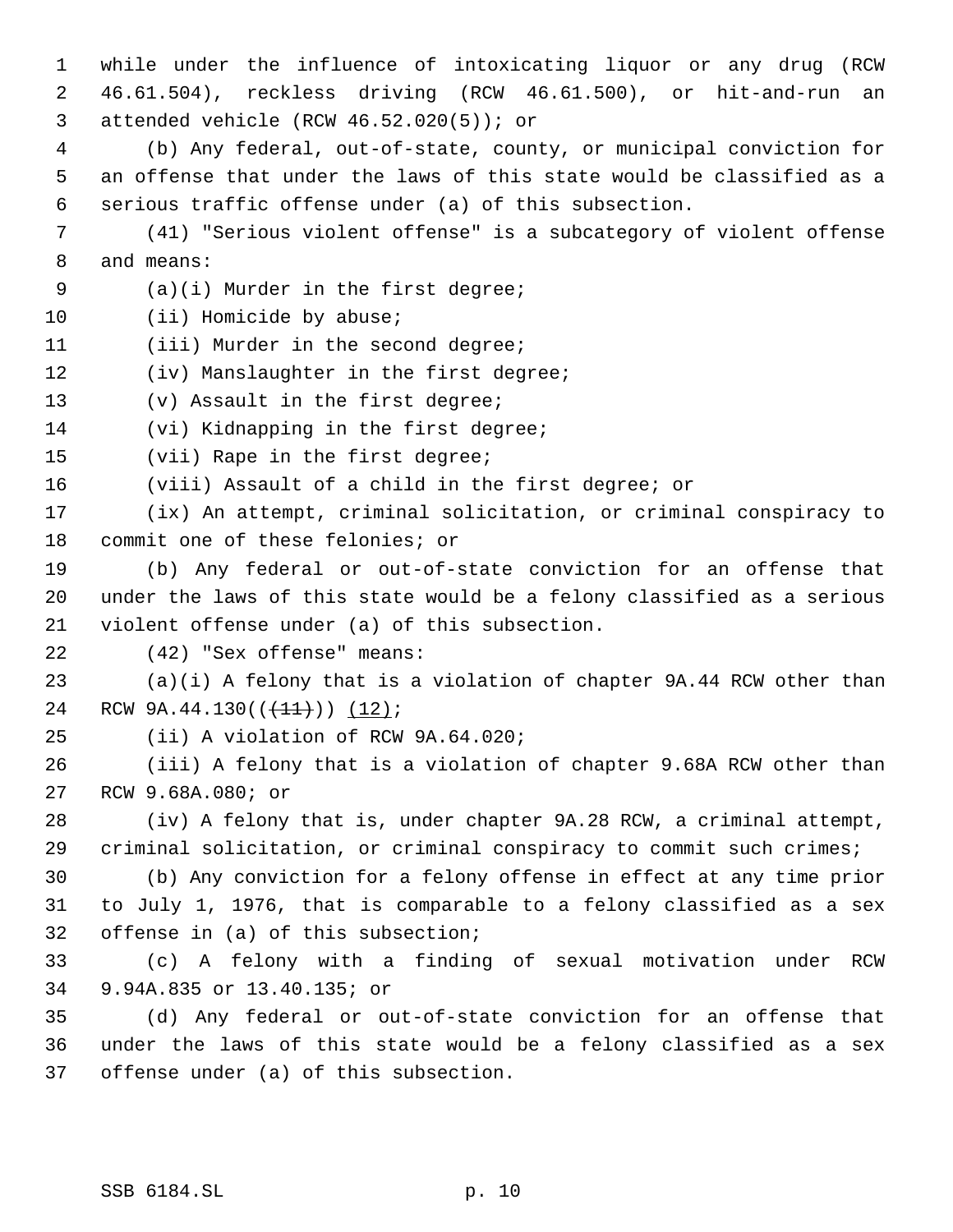while under the influence of intoxicating liquor or any drug (RCW 46.61.504), reckless driving (RCW 46.61.500), or hit-and-run an attended vehicle (RCW 46.52.020(5)); or

(b) Any federal, out-of-state, county, or municipal conviction for an offense that under the laws of this state would be classified as a serious traffic offense under (a) of this subsection.

(41) "Serious violent offense" is a subcategory of violent offense and means:

(a)(i) Murder in the first degree;

(ii) Homicide by abuse;

(iii) Murder in the second degree;

(iv) Manslaughter in the first degree;

(v) Assault in the first degree;

(vi) Kidnapping in the first degree;

(vii) Rape in the first degree;

(viii) Assault of a child in the first degree; or

(ix) An attempt, criminal solicitation, or criminal conspiracy to commit one of these felonies; or

(b) Any federal or out-of-state conviction for an offense that under the laws of this state would be a felony classified as a serious violent offense under (a) of this subsection.

(42) "Sex offense" means:

(a)(i) A felony that is a violation of chapter 9A.44 RCW other than RCW 9A.44.130((~~(11)~~)) (12);

(ii) A violation of RCW 9A.64.020;

(iii) A felony that is a violation of chapter 9.68A RCW other than RCW 9.68A.080; or

(iv) A felony that is, under chapter 9A.28 RCW, a criminal attempt, criminal solicitation, or criminal conspiracy to commit such crimes;

(b) Any conviction for a felony offense in effect at any time prior to July 1, 1976, that is comparable to a felony classified as a sex offense in (a) of this subsection;

(c) A felony with a finding of sexual motivation under RCW 9.94A.835 or 13.40.135; or

(d) Any federal or out-of-state conviction for an offense that under the laws of this state would be a felony classified as a sex offense under (a) of this subsection.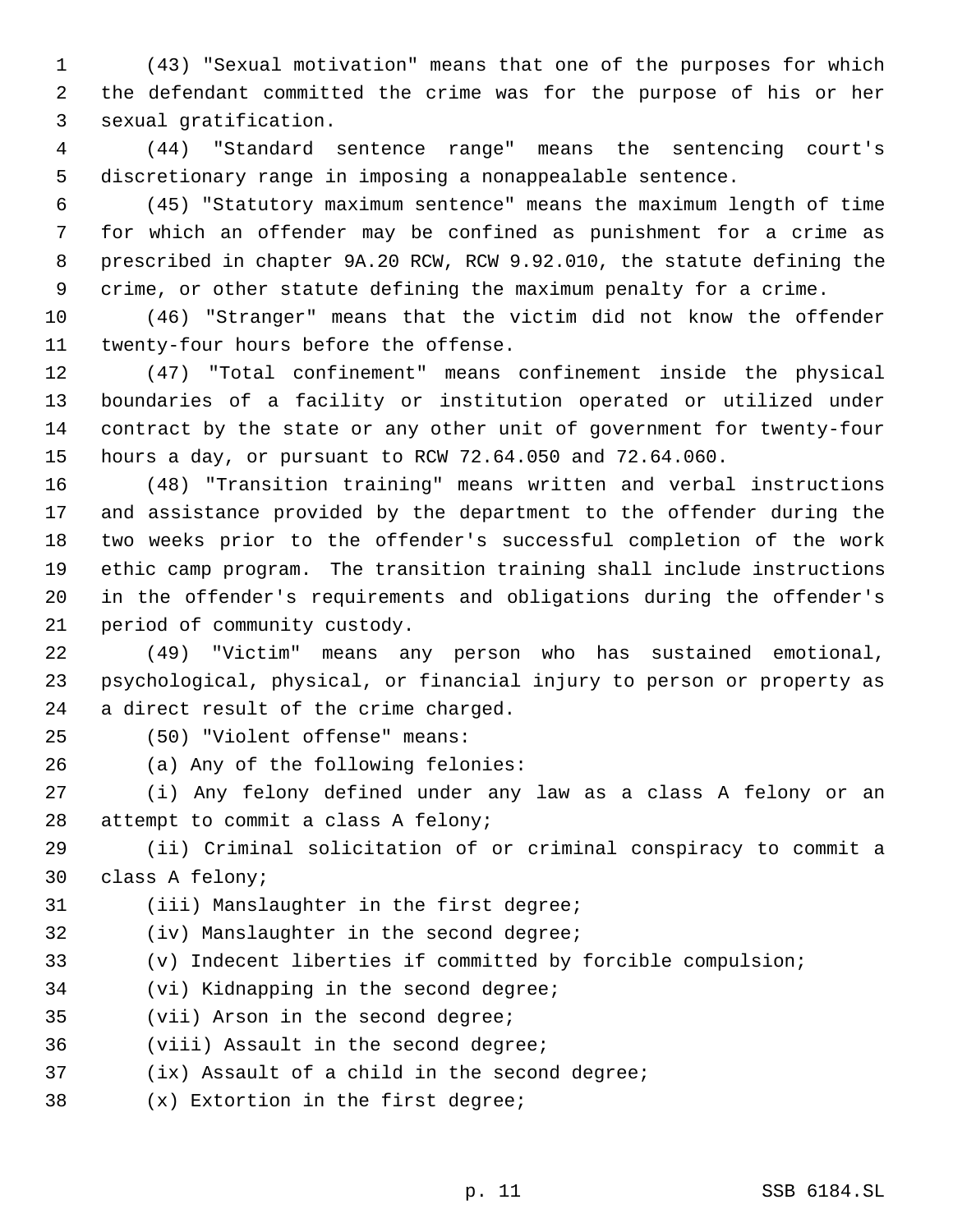(43) "Sexual motivation" means that one of the purposes for which the defendant committed the crime was for the purpose of his or her sexual gratification.

(44) "Standard sentence range" means the sentencing court's discretionary range in imposing a nonappealable sentence.

(45) "Statutory maximum sentence" means the maximum length of time for which an offender may be confined as punishment for a crime as prescribed in chapter 9A.20 RCW, RCW 9.92.010, the statute defining the crime, or other statute defining the maximum penalty for a crime.

(46) "Stranger" means that the victim did not know the offender twenty-four hours before the offense.

(47) "Total confinement" means confinement inside the physical boundaries of a facility or institution operated or utilized under contract by the state or any other unit of government for twenty-four hours a day, or pursuant to RCW 72.64.050 and 72.64.060.

(48) "Transition training" means written and verbal instructions and assistance provided by the department to the offender during the two weeks prior to the offender's successful completion of the work ethic camp program. The transition training shall include instructions in the offender's requirements and obligations during the offender's period of community custody.

(49) "Victim" means any person who has sustained emotional, psychological, physical, or financial injury to person or property as a direct result of the crime charged.

(50) "Violent offense" means:

(a) Any of the following felonies:

(i) Any felony defined under any law as a class A felony or an attempt to commit a class A felony;

(ii) Criminal solicitation of or criminal conspiracy to commit a class A felony;

(iii) Manslaughter in the first degree;

(iv) Manslaughter in the second degree;

(v) Indecent liberties if committed by forcible compulsion;

(vi) Kidnapping in the second degree;

(vii) Arson in the second degree;

(viii) Assault in the second degree;

(ix) Assault of a child in the second degree;

(x) Extortion in the first degree;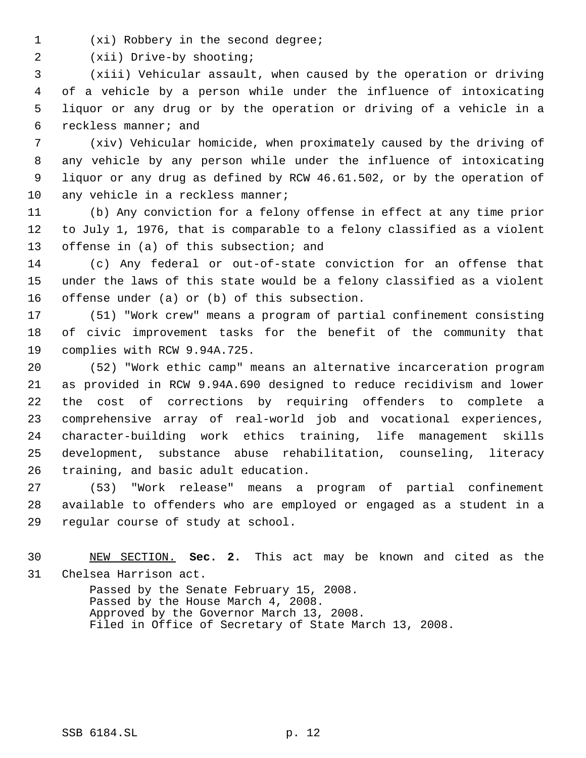(xi) Robbery in the second degree;

(xii) Drive-by shooting;

(xiii) Vehicular assault, when caused by the operation or driving of a vehicle by a person while under the influence of intoxicating liquor or any drug or by the operation or driving of a vehicle in a reckless manner; and

(xiv) Vehicular homicide, when proximately caused by the driving of any vehicle by any person while under the influence of intoxicating liquor or any drug as defined by RCW 46.61.502, or by the operation of any vehicle in a reckless manner;

(b) Any conviction for a felony offense in effect at any time prior to July 1, 1976, that is comparable to a felony classified as a violent offense in (a) of this subsection; and

(c) Any federal or out-of-state conviction for an offense that under the laws of this state would be a felony classified as a violent offense under (a) or (b) of this subsection.

(51) "Work crew" means a program of partial confinement consisting of civic improvement tasks for the benefit of the community that complies with RCW 9.94A.725.

(52) "Work ethic camp" means an alternative incarceration program as provided in RCW 9.94A.690 designed to reduce recidivism and lower the cost of corrections by requiring offenders to complete a comprehensive array of real-world job and vocational experiences, character-building work ethics training, life management skills development, substance abuse rehabilitation, counseling, literacy training, and basic adult education.

(53) "Work release" means a program of partial confinement available to offenders who are employed or engaged as a student in a regular course of study at school.

NEW SECTION. **Sec. 2.** This act may be known and cited as the Chelsea Harrison act.

Passed by the Senate February 15, 2008.
Passed by the House March 4, 2008.
Approved by the Governor March 13, 2008.
Filed in Office of Secretary of State March 13, 2008.